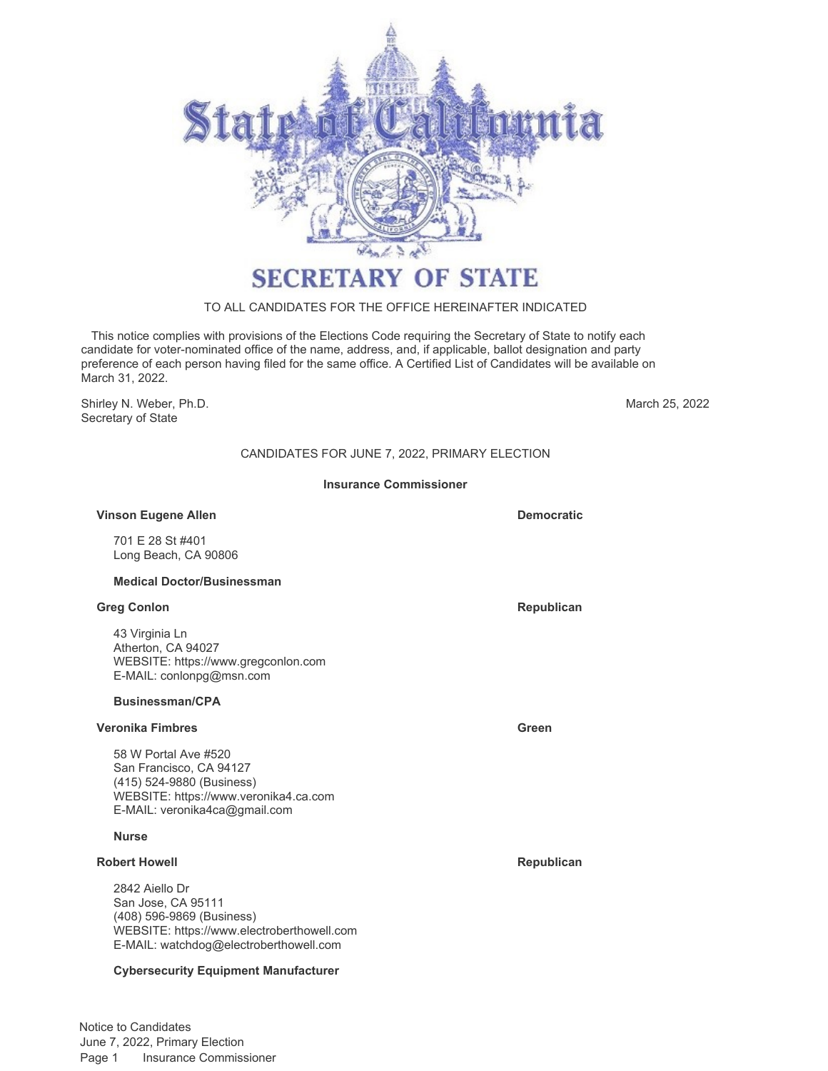# State of California

## SECRETARY OF STATE

TO ALL CANDIDATES FOR THE OFFICE HEREINAFTER INDICATED

This notice complies with provisions of the Elections Code requiring the Secretary of State to notify each candidate for voter-nominated office of the name, address, and, if applicable, ballot designation and party preference of each person having filed for the same office. A Certified List of Candidates will be available on March 31, 2022.

Shirley N. Weber, Ph.D.
Secretary of State

March 25, 2022

CANDIDATES FOR JUNE 7, 2022, PRIMARY ELECTION

### Insurance Commissioner

**Vinson Eugene Allen** — **Democratic**

701 E 28 St #401
Long Beach, CA 90806

**Medical Doctor/Businessman**

**Greg Conlon** — **Republican**

43 Virginia Ln
Atherton, CA 94027
WEBSITE: https://www.gregconlon.com
E-MAIL: conlonpg@msn.com

**Businessman/CPA**

**Veronika Fimbres** — **Green**

58 W Portal Ave #520
San Francisco, CA 94127
(415) 524-9880 (Business)
WEBSITE: https://www.veronika4.ca.com
E-MAIL: veronika4ca@gmail.com

**Nurse**

**Robert Howell** — **Republican**

2842 Aiello Dr
San Jose, CA 95111
(408) 596-9869 (Business)
WEBSITE: https://www.electroberthowell.com
E-MAIL: watchdog@electroberthowell.com

**Cybersecurity Equipment Manufacturer**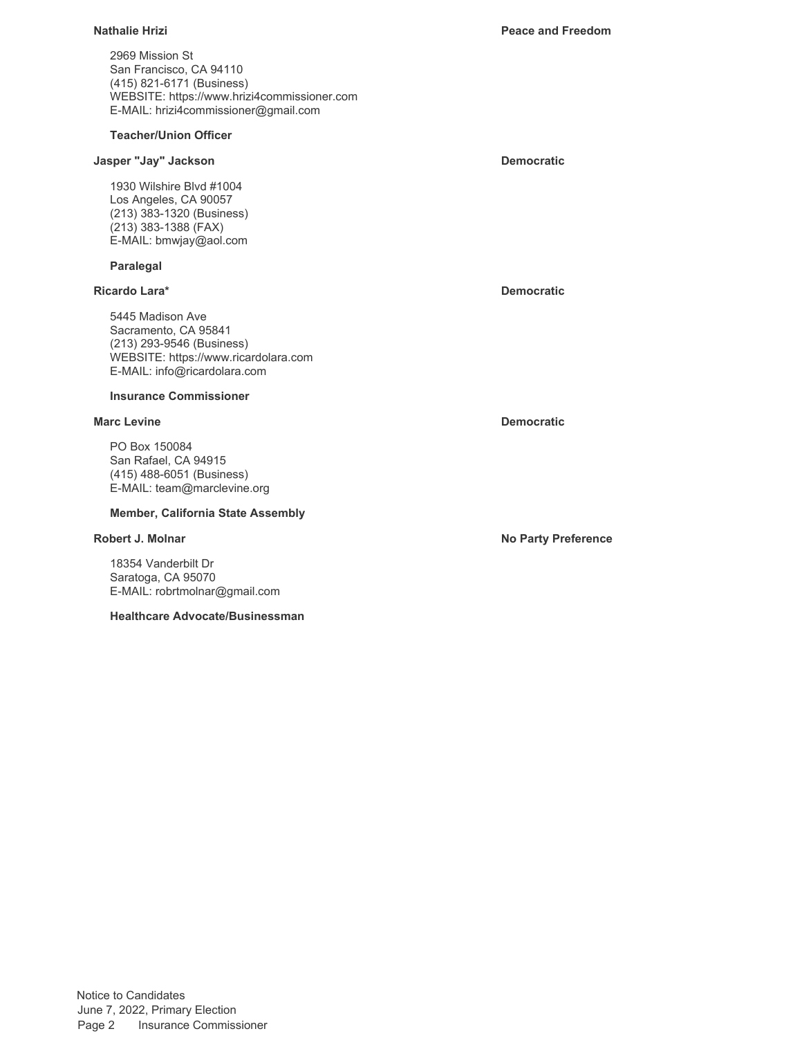**Nathalie Hrizi** — **Peace and Freedom**

2969 Mission St
San Francisco, CA 94110
(415) 821-6171 (Business)
WEBSITE: https://www.hrizi4commissioner.com
E-MAIL: hrizi4commissioner@gmail.com

**Teacher/Union Officer**

**Jasper "Jay" Jackson** — **Democratic**

1930 Wilshire Blvd #1004
Los Angeles, CA 90057
(213) 383-1320 (Business)
(213) 383-1388 (FAX)
E-MAIL: bmwjay@aol.com

**Paralegal**

**Ricardo Lara*** — **Democratic**

5445 Madison Ave
Sacramento, CA 95841
(213) 293-9546 (Business)
WEBSITE: https://www.ricardolara.com
E-MAIL: info@ricardolara.com

**Insurance Commissioner**

**Marc Levine** — **Democratic**

PO Box 150084
San Rafael, CA 94915
(415) 488-6051 (Business)
E-MAIL: team@marclevine.org

**Member, California State Assembly**

**Robert J. Molnar** — **No Party Preference**

18354 Vanderbilt Dr
Saratoga, CA 95070
E-MAIL: robrtmolnar@gmail.com

**Healthcare Advocate/Businessman**